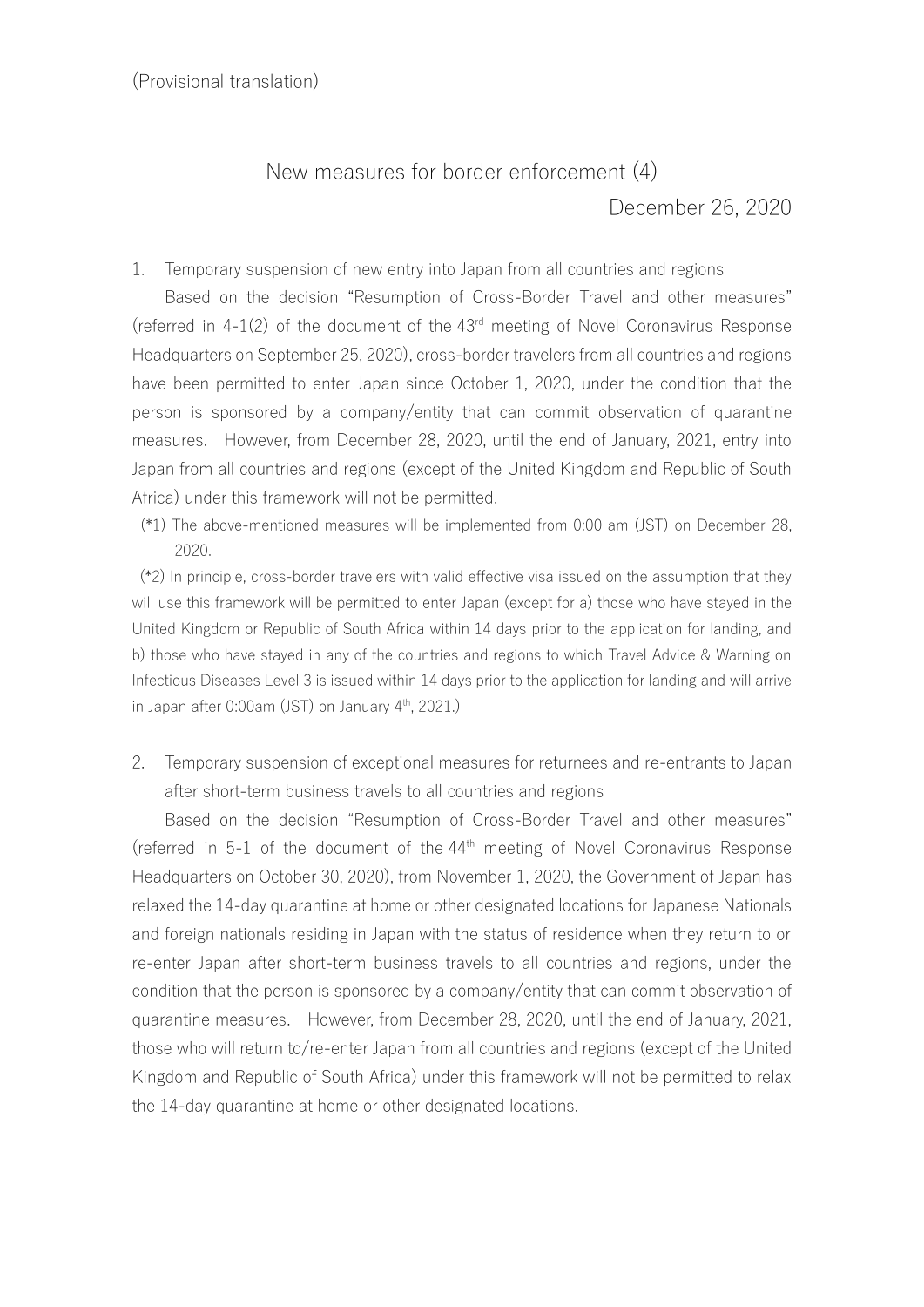(Provisional translation)

# New measures for border enforcement (4)

December 26, 2020

1. Temporary suspension of new entry into Japan from all countries and regions

Based on the decision "Resumption of Cross-Border Travel and other measures" (referred in 4-1(2) of the document of the 43rd meeting of Novel Coronavirus Response Headquarters on September 25, 2020), cross-border travelers from all countries and regions have been permitted to enter Japan since October 1, 2020, under the condition that the person is sponsored by a company/entity that can commit observation of quarantine measures. However, from December 28, 2020, until the end of January, 2021, entry into Japan from all countries and regions (except of the United Kingdom and Republic of South Africa) under this framework will not be permitted.

(*1) The above-mentioned measures will be implemented from 0:00 am (JST) on December 28, 2020.

(*2) In principle, cross-border travelers with valid effective visa issued on the assumption that they will use this framework will be permitted to enter Japan (except for a) those who have stayed in the United Kingdom or Republic of South Africa within 14 days prior to the application for landing, and b) those who have stayed in any of the countries and regions to which Travel Advice & Warning on Infectious Diseases Level 3 is issued within 14 days prior to the application for landing and will arrive in Japan after 0:00am (JST) on January 4th, 2021.)

2. Temporary suspension of exceptional measures for returnees and re-entrants to Japan after short-term business travels to all countries and regions

Based on the decision "Resumption of Cross-Border Travel and other measures" (referred in 5-1 of the document of the 44th meeting of Novel Coronavirus Response Headquarters on October 30, 2020), from November 1, 2020, the Government of Japan has relaxed the 14-day quarantine at home or other designated locations for Japanese Nationals and foreign nationals residing in Japan with the status of residence when they return to or re-enter Japan after short-term business travels to all countries and regions, under the condition that the person is sponsored by a company/entity that can commit observation of quarantine measures. However, from December 28, 2020, until the end of January, 2021, those who will return to/re-enter Japan from all countries and regions (except of the United Kingdom and Republic of South Africa) under this framework will not be permitted to relax the 14-day quarantine at home or other designated locations.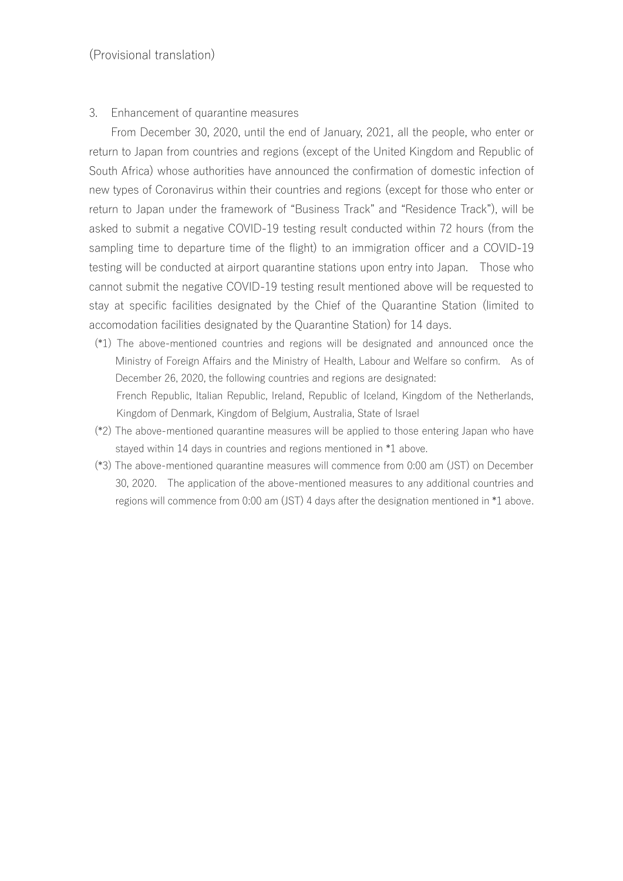(Provisional translation)

3. Enhancement of quarantine measures

From December 30, 2020, until the end of January, 2021, all the people, who enter or return to Japan from countries and regions (except of the United Kingdom and Republic of South Africa) whose authorities have announced the confirmation of domestic infection of new types of Coronavirus within their countries and regions (except for those who enter or return to Japan under the framework of "Business Track" and "Residence Track"), will be asked to submit a negative COVID-19 testing result conducted within 72 hours (from the sampling time to departure time of the flight) to an immigration officer and a COVID-19 testing will be conducted at airport quarantine stations upon entry into Japan. Those who cannot submit the negative COVID-19 testing result mentioned above will be requested to stay at specific facilities designated by the Chief of the Quarantine Station (limited to accomodation facilities designated by the Quarantine Station) for 14 days.

(*1) The above-mentioned countries and regions will be designated and announced once the Ministry of Foreign Affairs and the Ministry of Health, Labour and Welfare so confirm. As of December 26, 2020, the following countries and regions are designated:
French Republic, Italian Republic, Ireland, Republic of Iceland, Kingdom of the Netherlands, Kingdom of Denmark, Kingdom of Belgium, Australia, State of Israel

(*2) The above-mentioned quarantine measures will be applied to those entering Japan who have stayed within 14 days in countries and regions mentioned in *1 above.

(*3) The above-mentioned quarantine measures will commence from 0:00 am (JST) on December 30, 2020. The application of the above-mentioned measures to any additional countries and regions will commence from 0:00 am (JST) 4 days after the designation mentioned in *1 above.